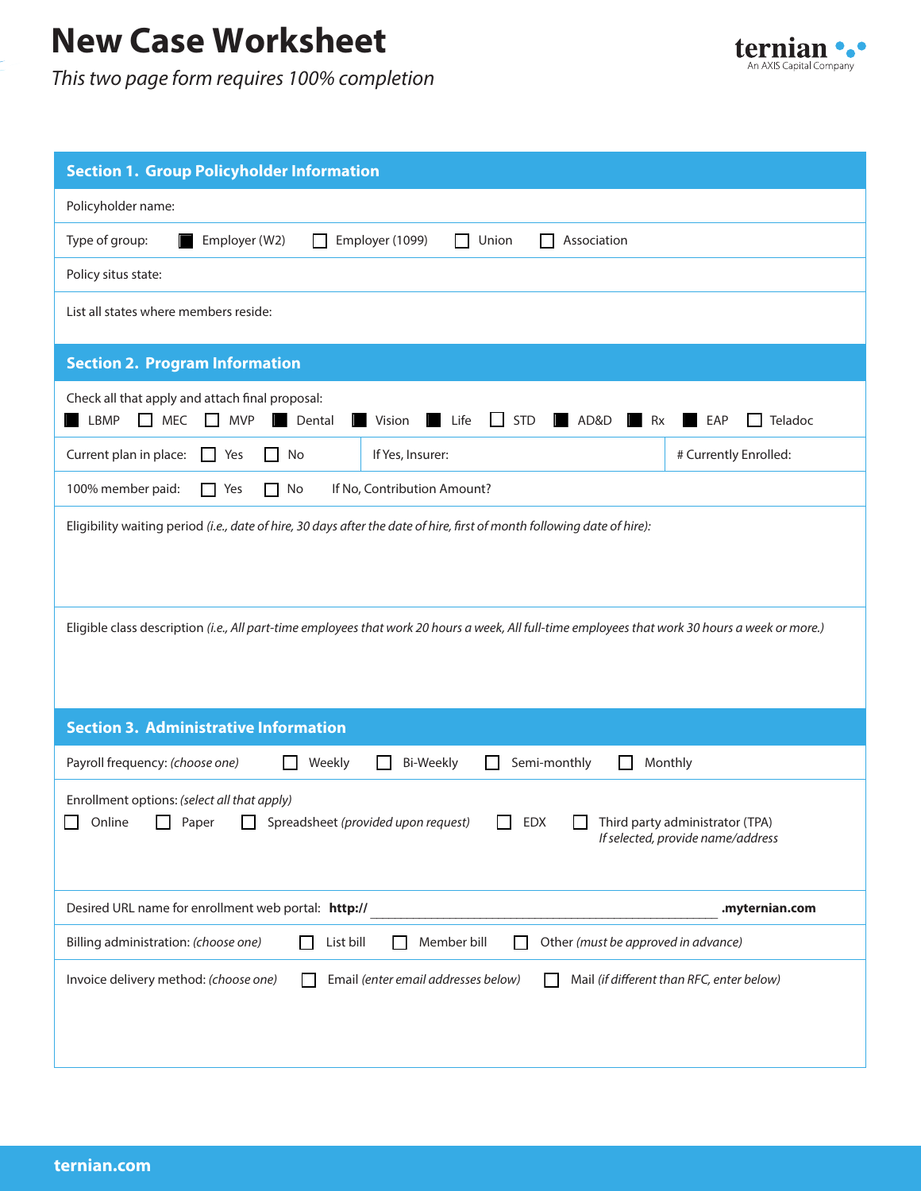# New Case Worksheet

*This two page form requires 100% completion*

ternian
An AXIS Capital Company

## Section 1. Group Policyholder Information

Policyholder name:

Type of group: ■ Employer (W2) ☐ Employer (1099) ☐ Union ☐ Association

Policy situs state:

List all states where members reside:

## Section 2. Program Information

Check all that apply and attach final proposal:
■ LBMP ☐ MEC ☐ MVP ■ Dental ■ Vision ■ Life ☐ STD ■ AD&D ■ Rx ■ EAP ☐ Teladoc

Current plan in place: ☐ Yes ☐ No | If Yes, Insurer: | # Currently Enrolled:

100% member paid: ☐ Yes ☐ No If No, Contribution Amount?

Eligibility waiting period *(i.e., date of hire, 30 days after the date of hire, first of month following date of hire):*

Eligible class description *(i.e., All part-time employees that work 20 hours a week, All full-time employees that work 30 hours a week or more.)*

## Section 3. Administrative Information

Payroll frequency: *(choose one)* ☐ Weekly ☐ Bi-Weekly ☐ Semi-monthly ☐ Monthly

Enrollment options: *(select all that apply)*
☐ Online ☐ Paper ☐ Spreadsheet *(provided upon request)* ☐ EDX ☐ Third party administrator (TPA)
*If selected, provide name/address*

Desired URL name for enrollment web portal: **http://** ______________________________ **.myternian.com**

Billing administration: *(choose one)* ☐ List bill ☐ Member bill ☐ Other *(must be approved in advance)*

Invoice delivery method: *(choose one)* ☐ Email *(enter email addresses below)* ☐ Mail *(if different than RFC, enter below)*

**ternian.com**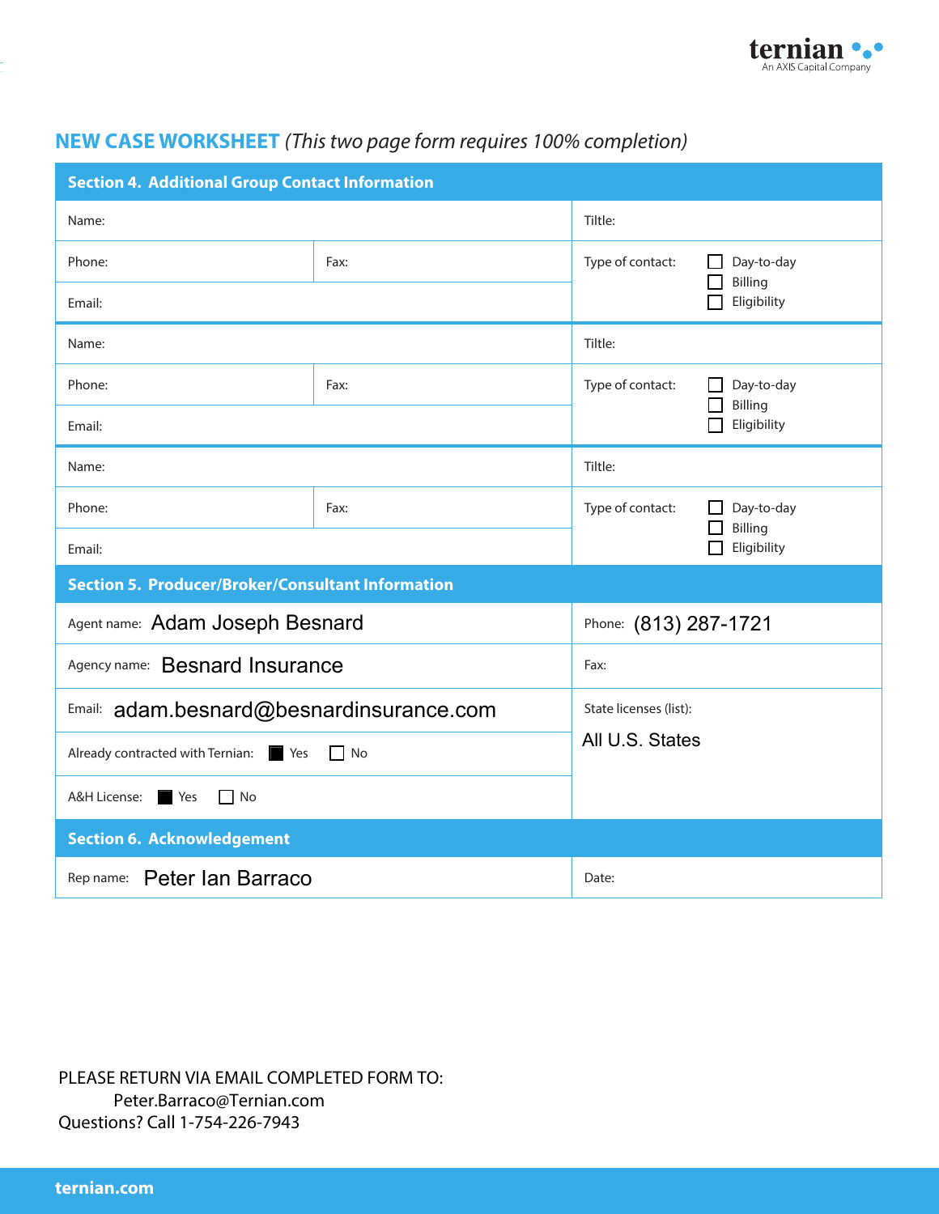## NEW CASE WORKSHEET *(This two page form requires 100% completion)*

### Section 4. Additional Group Contact Information

| | | |
|---|---|---|
| Name: | | Tiltle: |
| Phone: | Fax: | Type of contact: ☐ Day-to-day ☐ Billing ☐ Eligibility |
| Email: | | |
| Name: | | Tiltle: |
| Phone: | Fax: | Type of contact: ☐ Day-to-day ☐ Billing ☐ Eligibility |
| Email: | | |
| Name: | | Tiltle: |
| Phone: | Fax: | Type of contact: ☐ Day-to-day ☐ Billing ☐ Eligibility |
| Email: | | |

### Section 5. Producer/Broker/Consultant Information

| | |
|---|---|
| Agent name: Adam Joseph Besnard | Phone: (813) 287-1721 |
| Agency name: Besnard Insurance | Fax: |
| Email: adam.besnard@besnardinsurance.com | State licenses (list): All U.S. States |
| Already contracted with Ternian: ■ Yes ☐ No | |
| A&H License: ■ Yes ☐ No | |

### Section 6. Acknowledgement

| | |
|---|---|
| Rep name: Peter Ian Barraco | Date: |

PLEASE RETURN VIA EMAIL COMPLETED FORM TO:
Peter.Barraco@Ternian.com
Questions? Call 1-754-226-7943